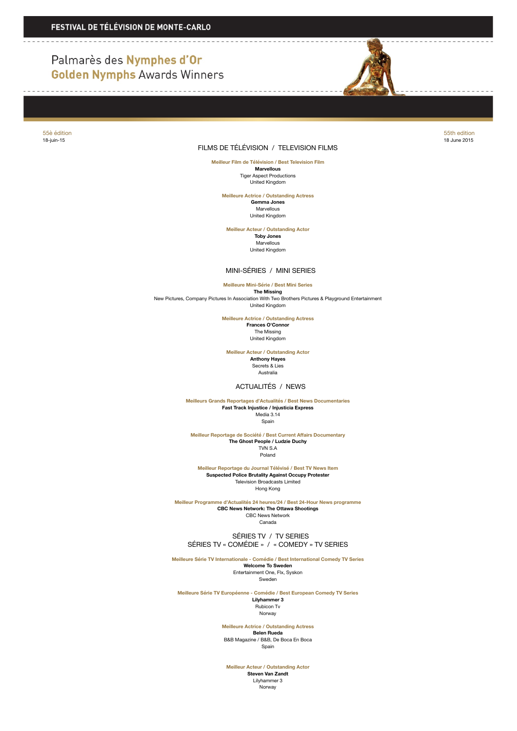# FESTIVAL DE TÉLÉVISION DE MONTE-CARLO

## Palmarès des Nymphes d'Or
## Golden Nymphs Awards Winners

55è édition
18-juin-15

55th edition
18 June 2015

## FILMS DE TÉLÉVISION / TELEVISION FILMS

**Meilleur Film de Télévision / Best Television Film**
**Marvellous**
Tiger Aspect Productions
United Kingdom

**Meilleure Actrice / Outstanding Actress**
**Gemma Jones**
Marvellous
United Kingdom

**Meilleur Acteur / Outstanding Actor**
**Toby Jones**
Marvellous
United Kingdom

## MINI-SÉRIES / MINI SERIES

**Meilleure Mini-Série / Best Mini Series**
**The Missing**
New Pictures, Company Pictures In Association With Two Brothers Pictures & Playground Entertainment
United Kingdom

**Meilleure Actrice / Outstanding Actress**
**Frances O'Connor**
The Missing
United Kingdom

**Meilleur Acteur / Outstanding Actor**
**Anthony Hayes**
Secrets & Lies
Australia

## ACTUALITÉS / NEWS

**Meilleurs Grands Reportages d'Actualités / Best News Documentaries**
**Fast Track Injustice / Injusticia Express**
Media 3.14
Spain

**Meilleur Reportage de Société / Best Current Affairs Documentary**
**The Ghost People / Ludzie Duchy**
TVN S.A
Poland

**Meilleur Reportage du Journal Télévisé / Best TV News Item**
**Suspected Police Brutality Against Occupy Protester**
Television Broadcasts Limited
Hong Kong

**Meilleur Programme d'Actualités 24 heures/24 / Best 24-Hour News programme**
**CBC News Network: The Ottawa Shootings**
CBC News Network
Canada

## SÉRIES TV / TV SERIES
## SÉRIES TV « COMÉDIE » / « COMEDY » TV SERIES

**Meilleure Série TV Internationale - Comédie / Best International Comedy TV Series**
**Welcome To Sweden**
Entertainment One, Flx, Syskon
Sweden

**Meilleure Série TV Européenne - Comédie / Best European Comedy TV Series**
**Lilyhammer 3**
Rubicon Tv
Norway

**Meilleure Actrice / Outstanding Actress**
**Belen Rueda**
B&B Magazine / B&B, De Boca En Boca
Spain

**Meilleur Acteur / Outstanding Actor**
**Steven Van Zandt**
Lilyhammer 3
Norway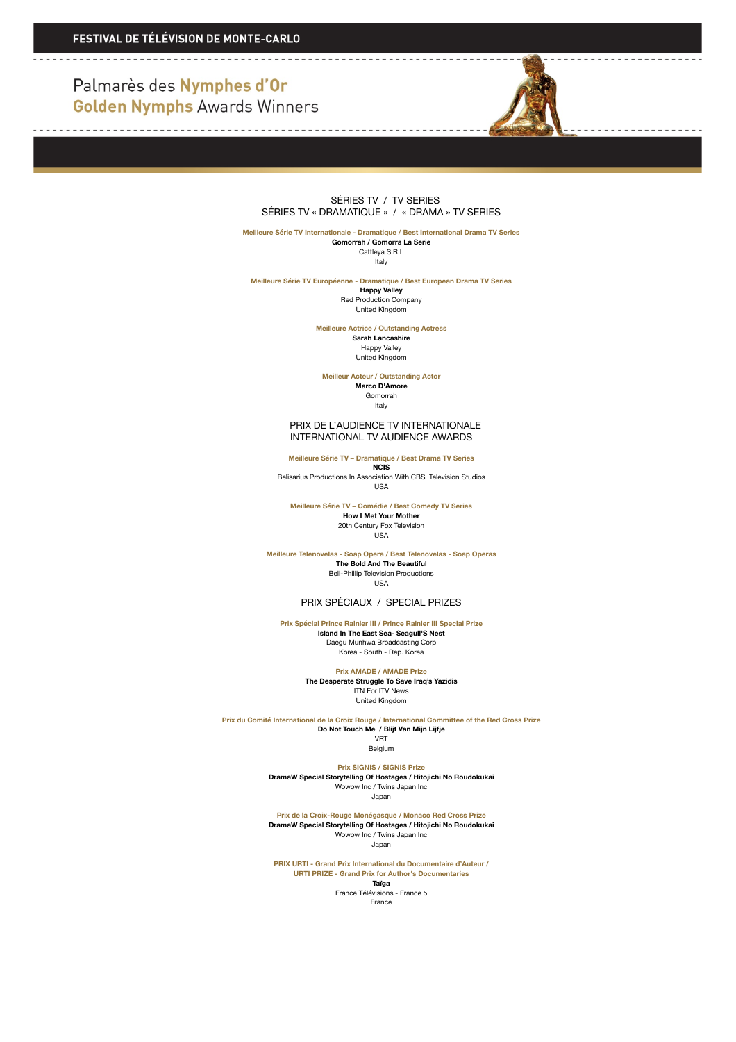FESTIVAL DE TÉLÉVISION DE MONTE-CARLO

# Palmarès des **Nymphes d'Or**
# **Golden Nymphs** Awards Winners

## SÉRIES TV / TV SERIES
## SÉRIES TV « DRAMATIQUE » / « DRAMA » TV SERIES

**Meilleure Série TV Internationale - Dramatique / Best International Drama TV Series**
**Gomorrah / Gomorra La Serie**
Cattleya S.R.L
Italy

**Meilleure Série TV Européenne - Dramatique / Best European Drama TV Series**
**Happy Valley**
Red Production Company
United Kingdom

**Meilleure Actrice / Outstanding Actress**
**Sarah Lancashire**
Happy Valley
United Kingdom

**Meilleur Acteur / Outstanding Actor**
**Marco D'Amore**
Gomorrah
Italy

## PRIX DE L'AUDIENCE TV INTERNATIONALE
## INTERNATIONAL TV AUDIENCE AWARDS

**Meilleure Série TV – Dramatique / Best Drama TV Series**
**NCIS**
Belisarius Productions In Association With CBS Television Studios
USA

**Meilleure Série TV – Comédie / Best Comedy TV Series**
**How I Met Your Mother**
20th Century Fox Television
USA

**Meilleure Telenovelas - Soap Opera / Best Telenovelas - Soap Operas**
**The Bold And The Beautiful**
Bell-Phillip Television Productions
USA

## PRIX SPÉCIAUX / SPECIAL PRIZES

**Prix Spécial Prince Rainier III / Prince Rainier III Special Prize**
**Island In The East Sea- Seagull'S Nest**
Daegu Munhwa Broadcasting Corp
Korea - South - Rep. Korea

**Prix AMADE / AMADE Prize**
**The Desperate Struggle To Save Iraq's Yazidis**
ITN For ITV News
United Kingdom

**Prix du Comité International de la Croix Rouge / International Committee of the Red Cross Prize**
**Do Not Touch Me / Blijf Van Mijn Lijfje**
VRT
Belgium

**Prix SIGNIS / SIGNIS Prize**
**DramaW Special Storytelling Of Hostages / Hitojichi No Roudokukai**
Wowow Inc / Twins Japan Inc
Japan

**Prix de la Croix-Rouge Monégasque / Monaco Red Cross Prize**
**DramaW Special Storytelling Of Hostages / Hitojichi No Roudokukai**
Wowow Inc / Twins Japan Inc
Japan

**PRIX URTI - Grand Prix International du Documentaire d'Auteur / URTI PRIZE - Grand Prix for Author's Documentaries**
**Taïga**
France Télévisions - France 5
France